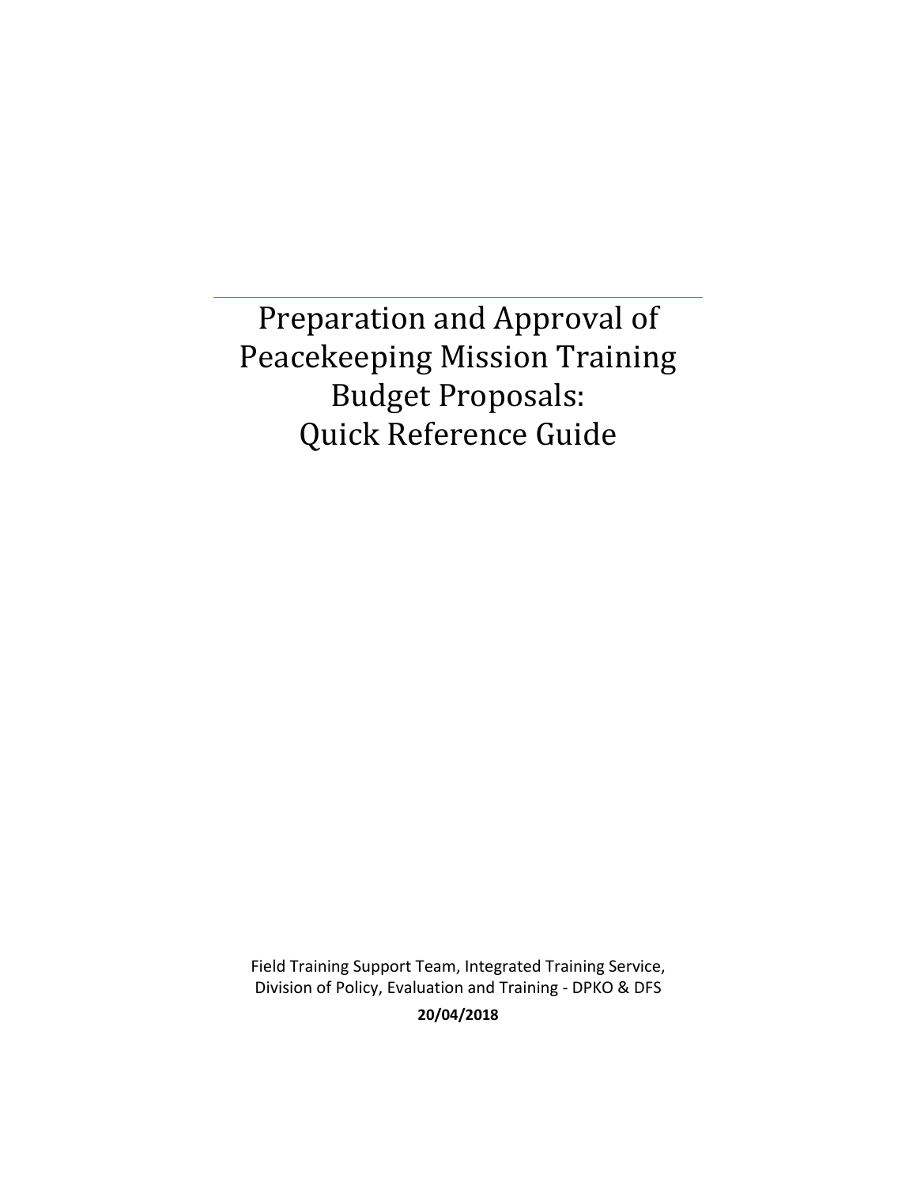# Preparation and Approval of Peacekeeping Mission Training Budget Proposals: Quick Reference Guide

Field Training Support Team, Integrated Training Service, Division of Policy, Evaluation and Training - DPKO & DFS

**20/04/2018**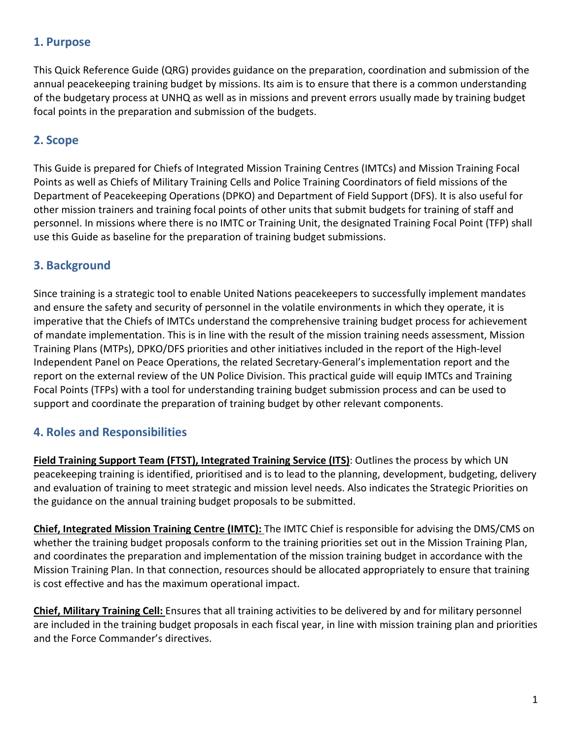## 1. Purpose

This Quick Reference Guide (QRG) provides guidance on the preparation, coordination and submission of the annual peacekeeping training budget by missions. Its aim is to ensure that there is a common understanding of the budgetary process at UNHQ as well as in missions and prevent errors usually made by training budget focal points in the preparation and submission of the budgets.

## 2. Scope

This Guide is prepared for Chiefs of Integrated Mission Training Centres (IMTCs) and Mission Training Focal Points as well as Chiefs of Military Training Cells and Police Training Coordinators of field missions of the Department of Peacekeeping Operations (DPKO) and Department of Field Support (DFS). It is also useful for other mission trainers and training focal points of other units that submit budgets for training of staff and personnel. In missions where there is no IMTC or Training Unit, the designated Training Focal Point (TFP) shall use this Guide as baseline for the preparation of training budget submissions.

## 3. Background

Since training is a strategic tool to enable United Nations peacekeepers to successfully implement mandates and ensure the safety and security of personnel in the volatile environments in which they operate, it is imperative that the Chiefs of IMTCs understand the comprehensive training budget process for achievement of mandate implementation. This is in line with the result of the mission training needs assessment, Mission Training Plans (MTPs), DPKO/DFS priorities and other initiatives included in the report of the High-level Independent Panel on Peace Operations, the related Secretary-General's implementation report and the report on the external review of the UN Police Division. This practical guide will equip IMTCs and Training Focal Points (TFPs) with a tool for understanding training budget submission process and can be used to support and coordinate the preparation of training budget by other relevant components.

## 4. Roles and Responsibilities

**Field Training Support Team (FTST), Integrated Training Service (ITS)**: Outlines the process by which UN peacekeeping training is identified, prioritised and is to lead to the planning, development, budgeting, delivery and evaluation of training to meet strategic and mission level needs. Also indicates the Strategic Priorities on the guidance on the annual training budget proposals to be submitted.

**Chief, Integrated Mission Training Centre (IMTC):** The IMTC Chief is responsible for advising the DMS/CMS on whether the training budget proposals conform to the training priorities set out in the Mission Training Plan, and coordinates the preparation and implementation of the mission training budget in accordance with the Mission Training Plan. In that connection, resources should be allocated appropriately to ensure that training is cost effective and has the maximum operational impact.

**Chief, Military Training Cell:** Ensures that all training activities to be delivered by and for military personnel are included in the training budget proposals in each fiscal year, in line with mission training plan and priorities and the Force Commander's directives.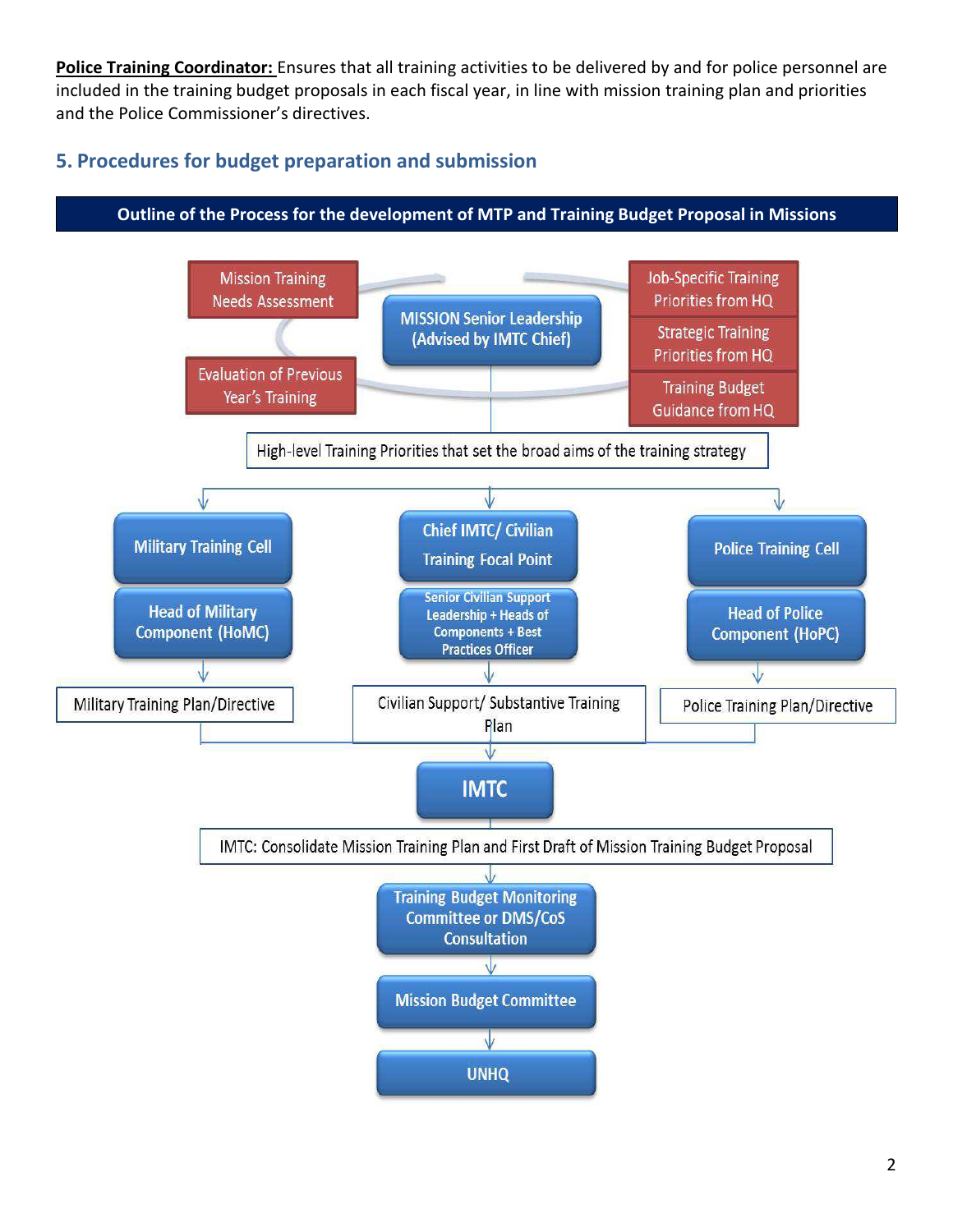**Police Training Coordinator:** Ensures that all training activities to be delivered by and for police personnel are included in the training budget proposals in each fiscal year, in line with mission training plan and priorities and the Police Commissioner's directives.

## 5. Procedures for budget preparation and submission

**Outline of the Process for the development of MTP and Training Budget Proposal in Missions**

Mission Training Needs Assessment

Evaluation of Previous Year's Training

MISSION Senior Leadership (Advised by IMTC Chief)

Job-Specific Training Priorities from HQ

Strategic Training Priorities from HQ

Training Budget Guidance from HQ

High-level Training Priorities that set the broad aims of the training strategy

Military Training Cell

Head of Military Component (HoMC)

Military Training Plan/Directive

Chief IMTC/ Civilian Training Focal Point

Senior Civilian Support Leadership + Heads of Components + Best Practices Officer

Civilian Support/ Substantive Training Plan

Police Training Cell

Head of Police Component (HoPC)

Police Training Plan/Directive

IMTC

IMTC: Consolidate Mission Training Plan and First Draft of Mission Training Budget Proposal

Training Budget Monitoring Committee or DMS/CoS Consultation

Mission Budget Committee

UNHQ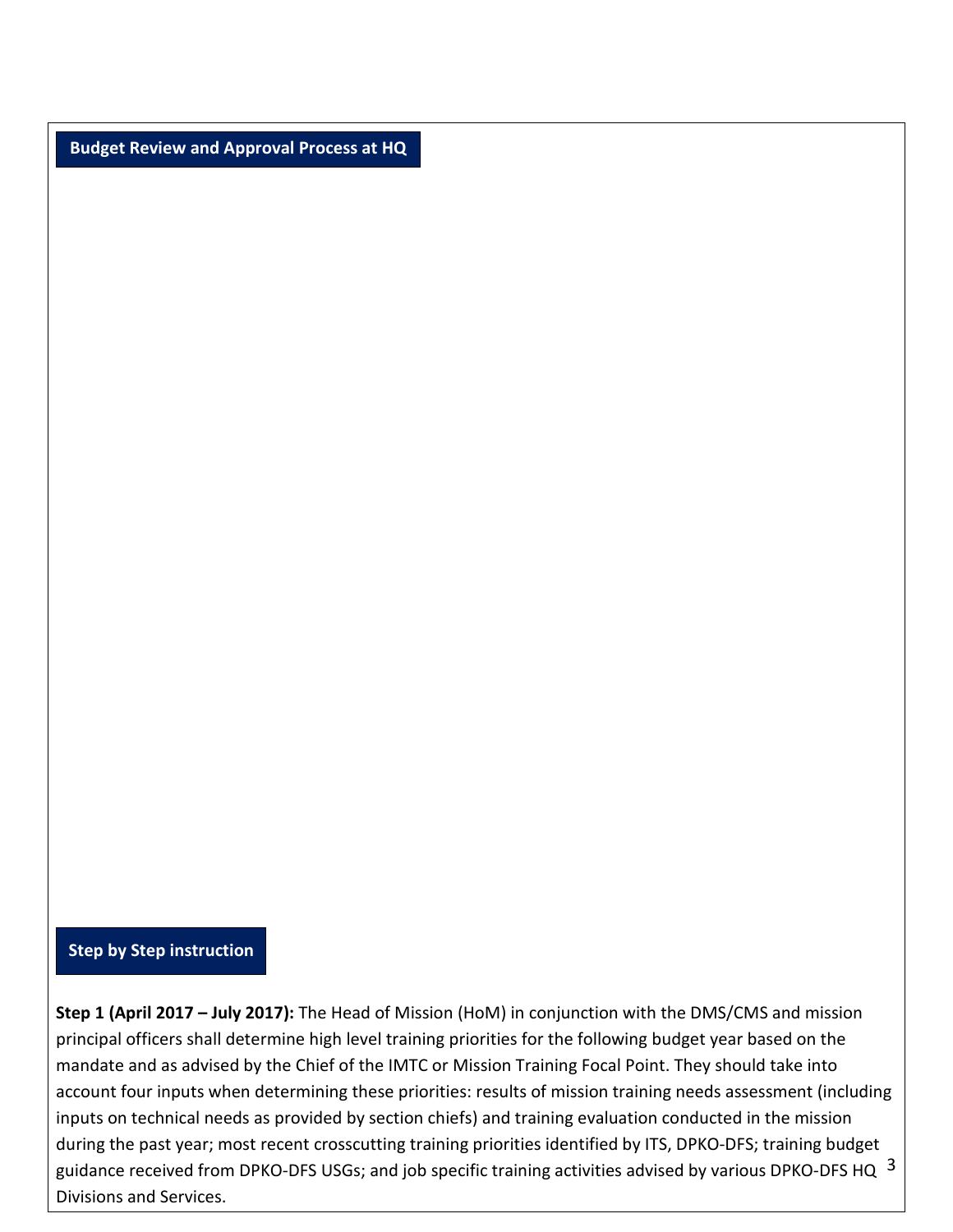## Budget Review and Approval Process at HQ

## Step by Step instruction

**Step 1 (April 2017 – July 2017):** The Head of Mission (HoM) in conjunction with the DMS/CMS and mission principal officers shall determine high level training priorities for the following budget year based on the mandate and as advised by the Chief of the IMTC or Mission Training Focal Point. They should take into account four inputs when determining these priorities: results of mission training needs assessment (including inputs on technical needs as provided by section chiefs) and training evaluation conducted in the mission during the past year; most recent crosscutting training priorities identified by ITS, DPKO-DFS; training budget guidance received from DPKO-DFS USGs; and job specific training activities advised by various DPKO-DFS HQ Divisions and Services.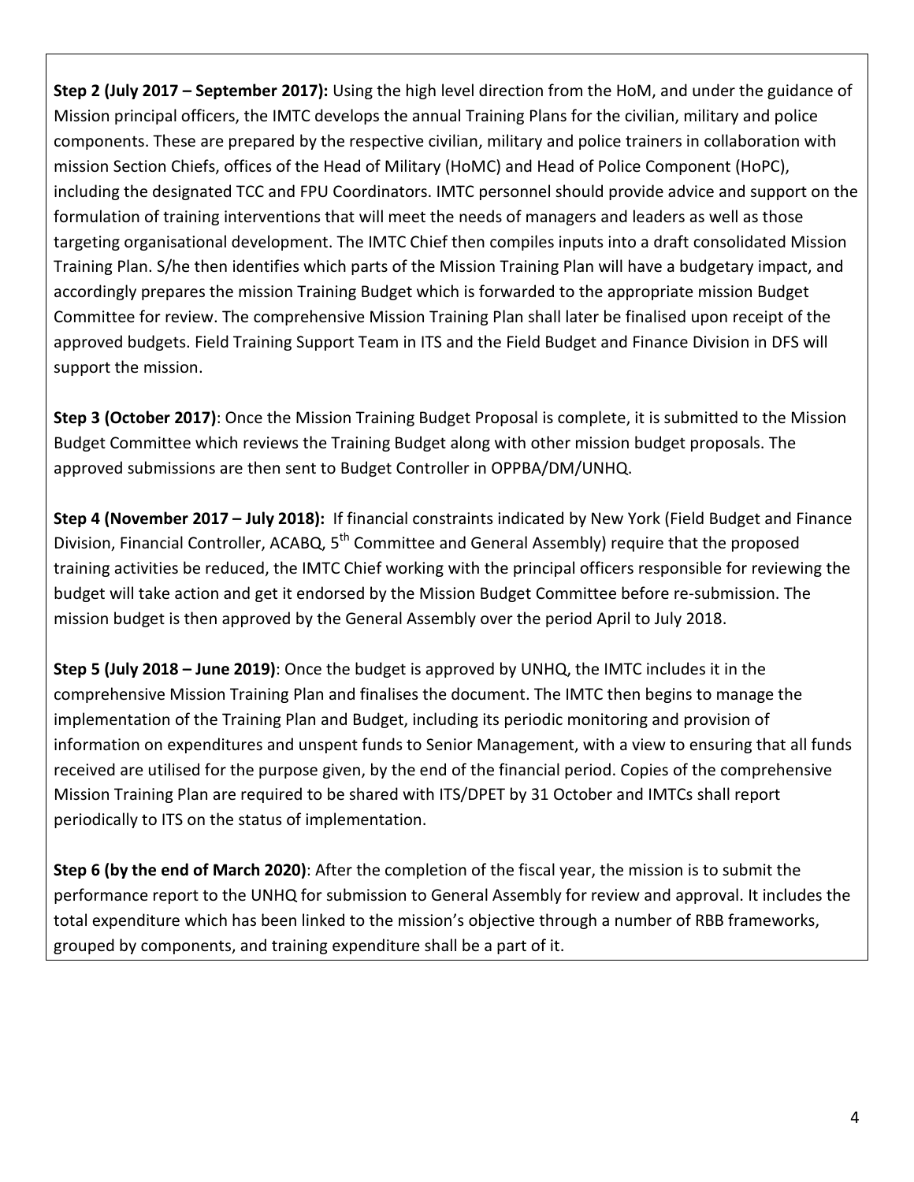**Step 2 (July 2017 – September 2017):** Using the high level direction from the HoM, and under the guidance of Mission principal officers, the IMTC develops the annual Training Plans for the civilian, military and police components. These are prepared by the respective civilian, military and police trainers in collaboration with mission Section Chiefs, offices of the Head of Military (HoMC) and Head of Police Component (HoPC), including the designated TCC and FPU Coordinators. IMTC personnel should provide advice and support on the formulation of training interventions that will meet the needs of managers and leaders as well as those targeting organisational development. The IMTC Chief then compiles inputs into a draft consolidated Mission Training Plan. S/he then identifies which parts of the Mission Training Plan will have a budgetary impact, and accordingly prepares the mission Training Budget which is forwarded to the appropriate mission Budget Committee for review. The comprehensive Mission Training Plan shall later be finalised upon receipt of the approved budgets. Field Training Support Team in ITS and the Field Budget and Finance Division in DFS will support the mission.

**Step 3 (October 2017)**: Once the Mission Training Budget Proposal is complete, it is submitted to the Mission Budget Committee which reviews the Training Budget along with other mission budget proposals. The approved submissions are then sent to Budget Controller in OPPBA/DM/UNHQ.

**Step 4 (November 2017 – July 2018):** If financial constraints indicated by New York (Field Budget and Finance Division, Financial Controller, ACABQ, 5th Committee and General Assembly) require that the proposed training activities be reduced, the IMTC Chief working with the principal officers responsible for reviewing the budget will take action and get it endorsed by the Mission Budget Committee before re-submission. The mission budget is then approved by the General Assembly over the period April to July 2018.

**Step 5 (July 2018 – June 2019)**: Once the budget is approved by UNHQ, the IMTC includes it in the comprehensive Mission Training Plan and finalises the document. The IMTC then begins to manage the implementation of the Training Plan and Budget, including its periodic monitoring and provision of information on expenditures and unspent funds to Senior Management, with a view to ensuring that all funds received are utilised for the purpose given, by the end of the financial period. Copies of the comprehensive Mission Training Plan are required to be shared with ITS/DPET by 31 October and IMTCs shall report periodically to ITS on the status of implementation.

**Step 6 (by the end of March 2020)**: After the completion of the fiscal year, the mission is to submit the performance report to the UNHQ for submission to General Assembly for review and approval. It includes the total expenditure which has been linked to the mission's objective through a number of RBB frameworks, grouped by components, and training expenditure shall be a part of it.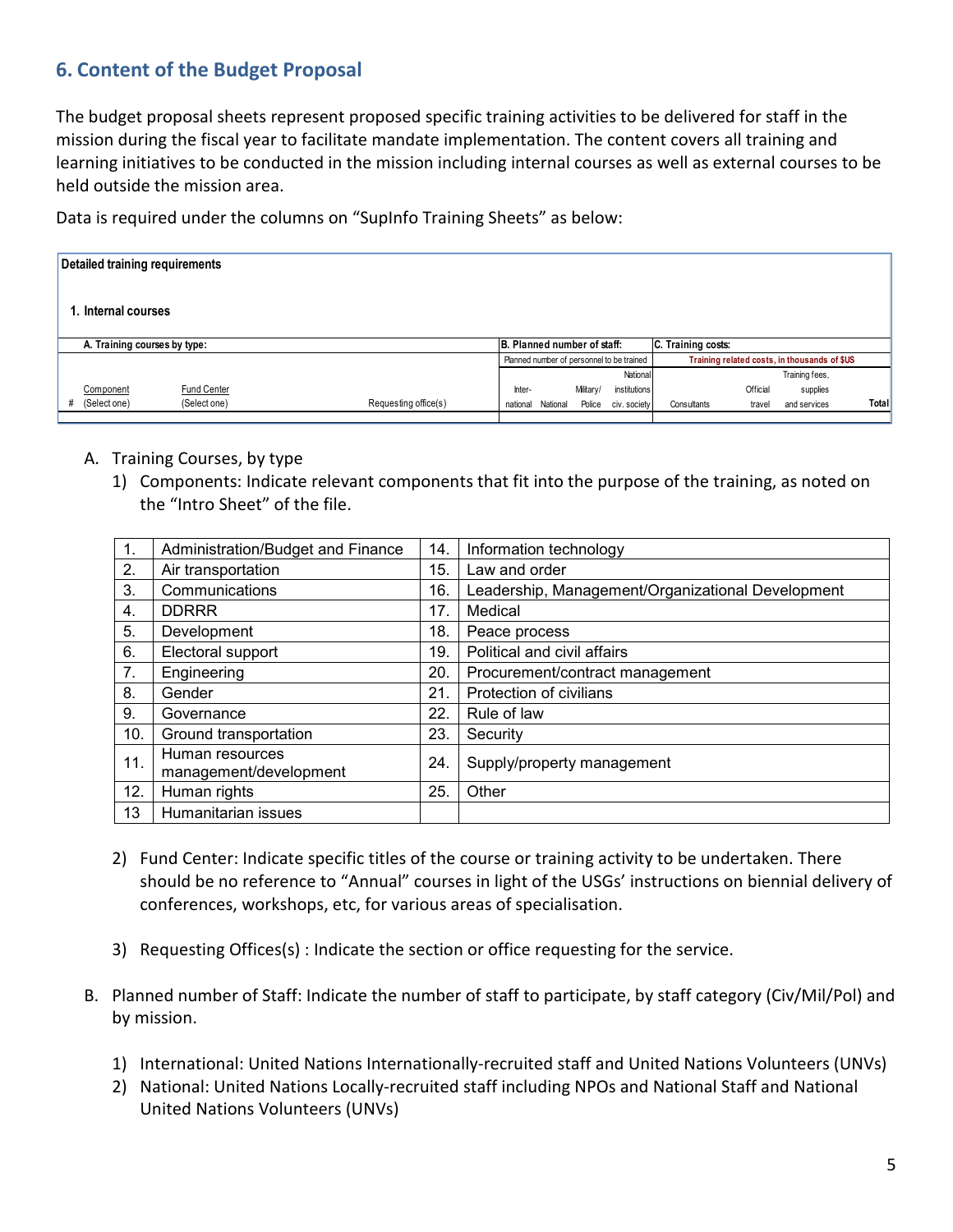## 6. Content of the Budget Proposal

The budget proposal sheets represent proposed specific training activities to be delivered for staff in the mission during the fiscal year to facilitate mandate implementation. The content covers all training and learning initiatives to be conducted in the mission including internal courses as well as external courses to be held outside the mission area.

Data is required under the columns on "SupInfo Training Sheets" as below:

**Detailed training requirements**

**1. Internal courses**

| **A. Training courses by type:** | | | | **B. Planned number of staff:** | | | | **C. Training costs:** | | | |
|---|---|---|---|---|---|---|---|---|---|---|---|
| | | | | Planned number of personnel to be trained | | | | Training related costs, in thousands of $US | | | |
| # | Component (Select one) | Fund Center (Select one) | Requesting office(s) | International | National | Military/ Police | National institutions civ. society | Consultants | Official travel | Training fees, supplies and services | **Total** |
| | | | | | | | | | | | |

A. Training Courses, by type

1) Components: Indicate relevant components that fit into the purpose of the training, as noted on the "Intro Sheet" of the file.

| | | | |
|---|---|---|---|
| 1. | Administration/Budget and Finance | 14. | Information technology |
| 2. | Air transportation | 15. | Law and order |
| 3. | Communications | 16. | Leadership, Management/Organizational Development |
| 4. | DDRRR | 17. | Medical |
| 5. | Development | 18. | Peace process |
| 6. | Electoral support | 19. | Political and civil affairs |
| 7. | Engineering | 20. | Procurement/contract management |
| 8. | Gender | 21. | Protection of civilians |
| 9. | Governance | 22. | Rule of law |
| 10. | Ground transportation | 23. | Security |
| 11. | Human resources management/development | 24. | Supply/property management |
| 12. | Human rights | 25. | Other |
| 13 | Humanitarian issues | | |

2) Fund Center: Indicate specific titles of the course or training activity to be undertaken. There should be no reference to "Annual" courses in light of the USGs' instructions on biennial delivery of conferences, workshops, etc, for various areas of specialisation.

3) Requesting Offices(s) : Indicate the section or office requesting for the service.

B. Planned number of Staff: Indicate the number of staff to participate, by staff category (Civ/Mil/Pol) and by mission.

1) International: United Nations Internationally-recruited staff and United Nations Volunteers (UNVs)
2) National: United Nations Locally-recruited staff including NPOs and National Staff and National United Nations Volunteers (UNVs)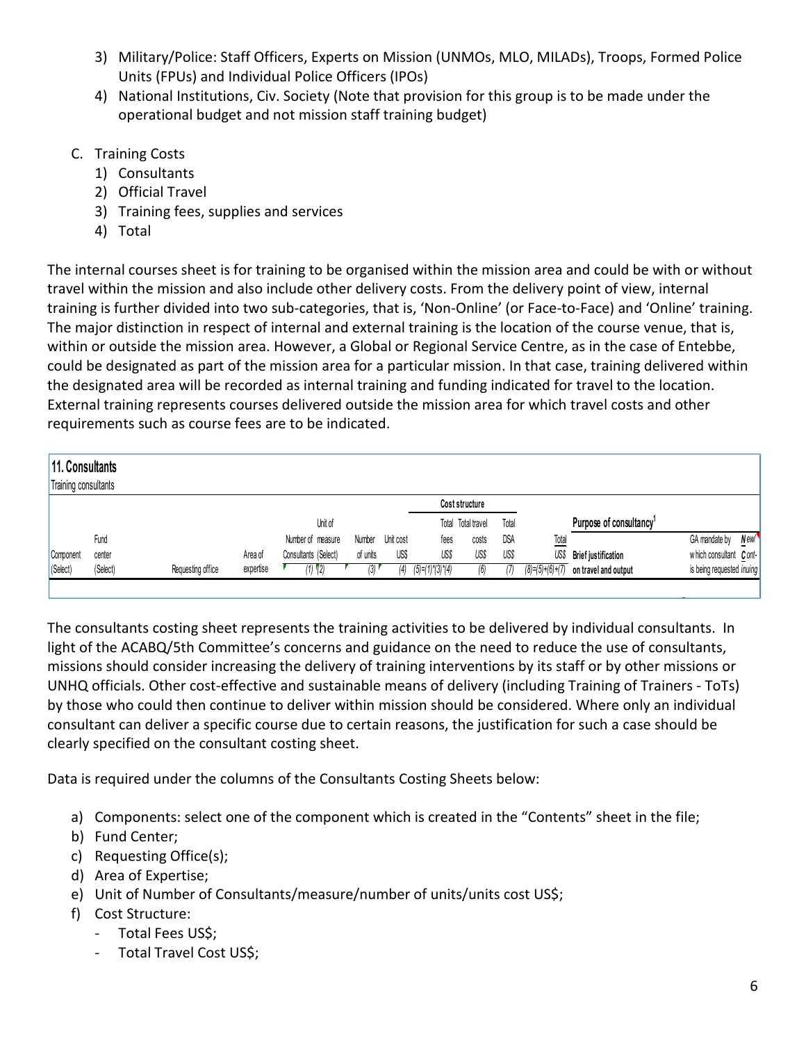3) Military/Police: Staff Officers, Experts on Mission (UNMOs, MLO, MILADs), Troops, Formed Police Units (FPUs) and Individual Police Officers (IPOs)
4) National Institutions, Civ. Society (Note that provision for this group is to be made under the operational budget and not mission staff training budget)

C. Training Costs
   1) Consultants
   2) Official Travel
   3) Training fees, supplies and services
   4) Total

The internal courses sheet is for training to be organised within the mission area and could be with or without travel within the mission and also include other delivery costs. From the delivery point of view, internal training is further divided into two sub-categories, that is, 'Non-Online' (or Face-to-Face) and 'Online' training. The major distinction in respect of internal and external training is the location of the course venue, that is, within or outside the mission area. However, a Global or Regional Service Centre, as in the case of Entebbe, could be designated as part of the mission area for a particular mission. In that case, training delivered within the designated area will be recorded as internal training and funding indicated for travel to the location. External training represents courses delivered outside the mission area for which travel costs and other requirements such as course fees are to be indicated.

**11. Consultants**

Training consultants

| | | | | | | | | Cost structure | | | | Purpose of consultancy[1] | |
|---|---|---|---|---|---|---|---|---|---|---|---|---|---|
| Component (Select) | Fund center (Select) | Requesting office | Area of expertise | Number of Consultants (1) | Unit of measure (Select) (2) | Number of units (3) | Unit cost US$ (4) | Total fees US$ (5)=(1)*(3)*(4) | Total travel costs US$ (6) | Total DSA US$ (7) | Total US$ (8)=(5)+(6)+(7) | Brief justification on travel and output | GA mandate by which consultant is being requested |
| | | | | | | | | | | | | | |

The consultants costing sheet represents the training activities to be delivered by individual consultants. In light of the ACABQ/5th Committee's concerns and guidance on the need to reduce the use of consultants, missions should consider increasing the delivery of training interventions by its staff or by other missions or UNHQ officials. Other cost-effective and sustainable means of delivery (including Training of Trainers - ToTs) by those who could then continue to deliver within mission should be considered. Where only an individual consultant can deliver a specific course due to certain reasons, the justification for such a case should be clearly specified on the consultant costing sheet.

Data is required under the columns of the Consultants Costing Sheets below:

a) Components: select one of the component which is created in the "Contents" sheet in the file;
b) Fund Center;
c) Requesting Office(s);
d) Area of Expertise;
e) Unit of Number of Consultants/measure/number of units/units cost US$;
f) Cost Structure:
   - Total Fees US$;
   - Total Travel Cost US$;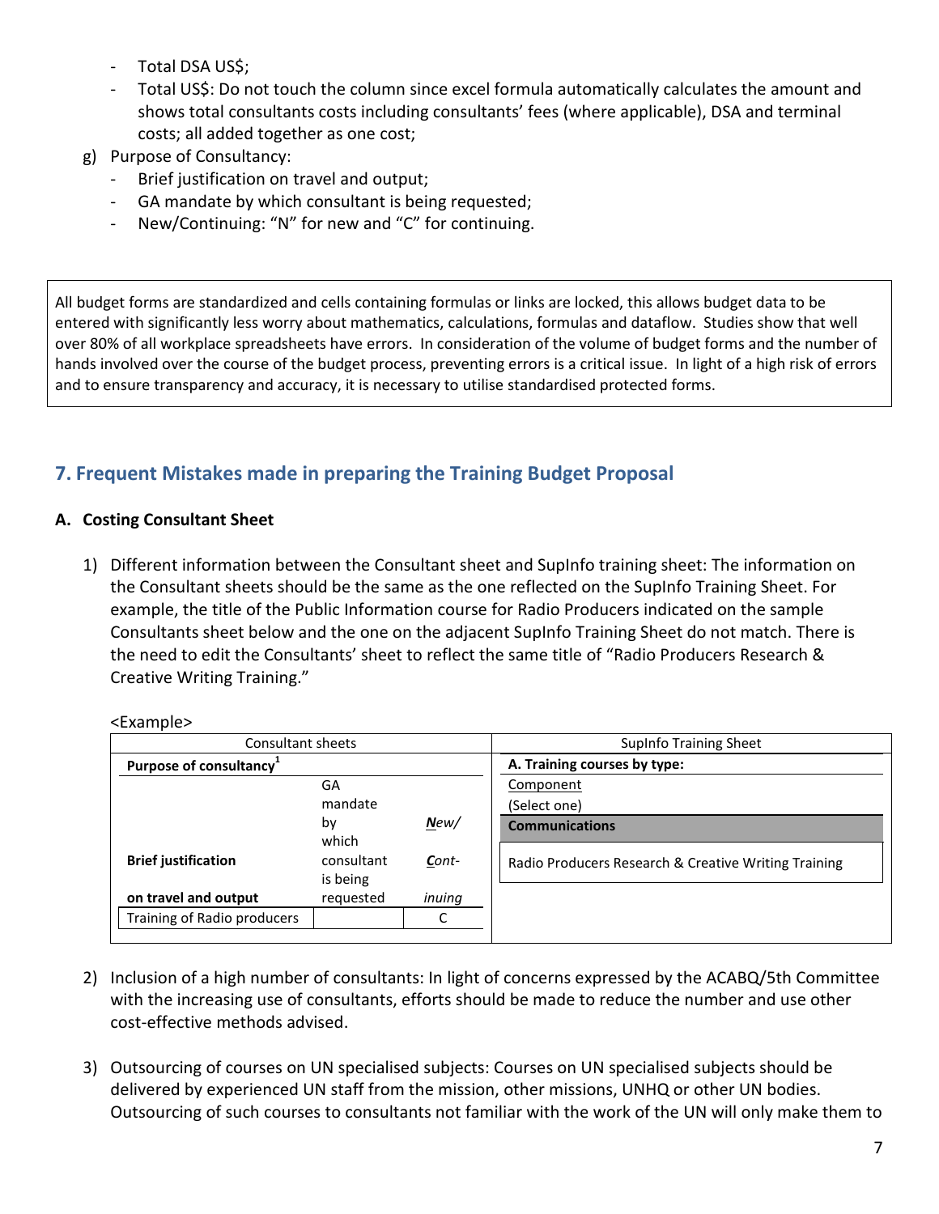- Total DSA US$;
- Total US$: Do not touch the column since excel formula automatically calculates the amount and shows total consultants costs including consultants' fees (where applicable), DSA and terminal costs; all added together as one cost;

g) Purpose of Consultancy:
- Brief justification on travel and output;
- GA mandate by which consultant is being requested;
- New/Continuing: "N" for new and "C" for continuing.

> All budget forms are standardized and cells containing formulas or links are locked, this allows budget data to be entered with significantly less worry about mathematics, calculations, formulas and dataflow. Studies show that well over 80% of all workplace spreadsheets have errors. In consideration of the volume of budget forms and the number of hands involved over the course of the budget process, preventing errors is a critical issue. In light of a high risk of errors and to ensure transparency and accuracy, it is necessary to utilise standardised protected forms.

## 7. Frequent Mistakes made in preparing the Training Budget Proposal

### A. Costing Consultant Sheet

1) Different information between the Consultant sheet and SupInfo training sheet: The information on the Consultant sheets should be the same as the one reflected on the SupInfo Training Sheet. For example, the title of the Public Information course for Radio Producers indicated on the sample Consultants sheet below and the one on the adjacent SupInfo Training Sheet do not match. There is the need to edit the Consultants' sheet to reflect the same title of "Radio Producers Research & Creative Writing Training."

<Example>

| Consultant sheets | | | SupInfo Training Sheet |
|---|---|---|---|
| **Purpose of consultancy**[1] | | | **A. Training courses by type:** |
| | | | Component (Select one) |
| **Brief justification on travel and output** | GA mandate by which consultant is being requested | ***N**ew/ **C**ont-inuing* | **Communications** |
| Training of Radio producers | | C | Radio Producers Research & Creative Writing Training |

2) Inclusion of a high number of consultants: In light of concerns expressed by the ACABQ/5th Committee with the increasing use of consultants, efforts should be made to reduce the number and use other cost-effective methods advised.

3) Outsourcing of courses on UN specialised subjects: Courses on UN specialised subjects should be delivered by experienced UN staff from the mission, other missions, UNHQ or other UN bodies. Outsourcing of such courses to consultants not familiar with the work of the UN will only make them to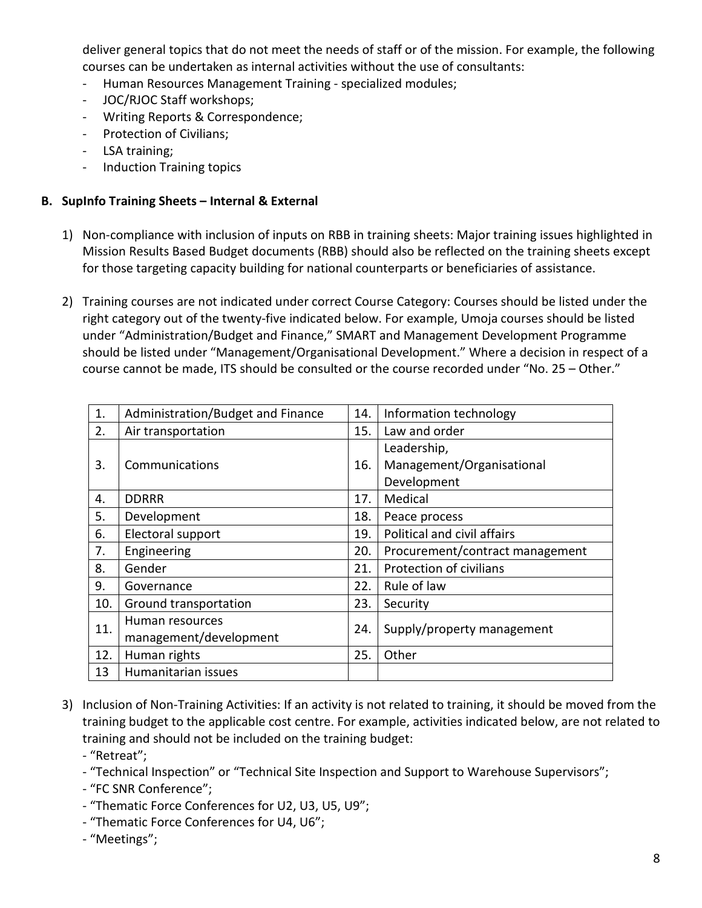deliver general topics that do not meet the needs of staff or of the mission. For example, the following courses can be undertaken as internal activities without the use of consultants:

- Human Resources Management Training - specialized modules;
- JOC/RJOC Staff workshops;
- Writing Reports & Correspondence;
- Protection of Civilians;
- LSA training;
- Induction Training topics

**B. SupInfo Training Sheets – Internal & External**

1) Non-compliance with inclusion of inputs on RBB in training sheets: Major training issues highlighted in Mission Results Based Budget documents (RBB) should also be reflected on the training sheets except for those targeting capacity building for national counterparts or beneficiaries of assistance.

2) Training courses are not indicated under correct Course Category: Courses should be listed under the right category out of the twenty-five indicated below. For example, Umoja courses should be listed under "Administration/Budget and Finance," SMART and Management Development Programme should be listed under "Management/Organisational Development." Where a decision in respect of a course cannot be made, ITS should be consulted or the course recorded under "No. 25 – Other."

| 1. | Administration/Budget and Finance | 14. | Information technology |
|---|---|---|---|
| 2. | Air transportation | 15. | Law and order |
| 3. | Communications | 16. | Leadership, Management/Organisational Development |
| 4. | DDRRR | 17. | Medical |
| 5. | Development | 18. | Peace process |
| 6. | Electoral support | 19. | Political and civil affairs |
| 7. | Engineering | 20. | Procurement/contract management |
| 8. | Gender | 21. | Protection of civilians |
| 9. | Governance | 22. | Rule of law |
| 10. | Ground transportation | 23. | Security |
| 11. | Human resources management/development | 24. | Supply/property management |
| 12. | Human rights | 25. | Other |
| 13 | Humanitarian issues | | |

3) Inclusion of Non-Training Activities: If an activity is not related to training, it should be moved from the training budget to the applicable cost centre. For example, activities indicated below, are not related to training and should not be included on the training budget:
   - "Retreat";
   - "Technical Inspection" or "Technical Site Inspection and Support to Warehouse Supervisors";
   - "FC SNR Conference";
   - "Thematic Force Conferences for U2, U3, U5, U9";
   - "Thematic Force Conferences for U4, U6";
   - "Meetings";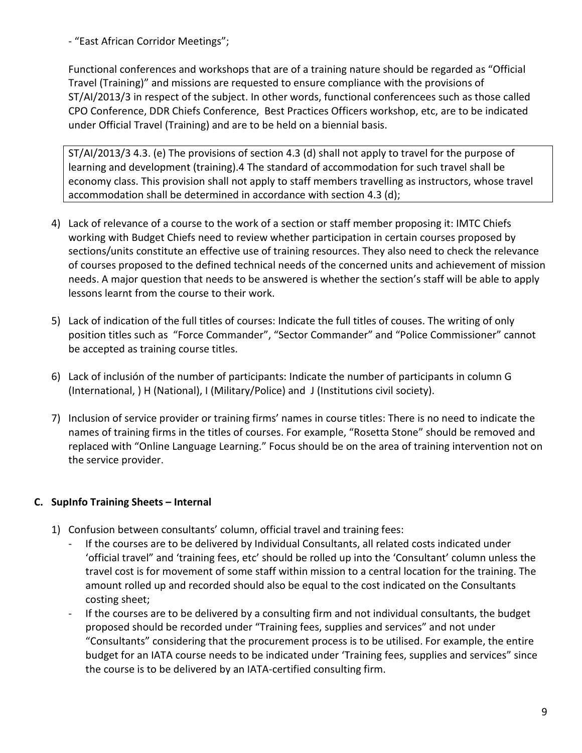- "East African Corridor Meetings";

Functional conferences and workshops that are of a training nature should be regarded as "Official Travel (Training)" and missions are requested to ensure compliance with the provisions of ST/AI/2013/3 in respect of the subject. In other words, functional conferencees such as those called CPO Conference, DDR Chiefs Conference, Best Practices Officers workshop, etc, are to be indicated under Official Travel (Training) and are to be held on a biennial basis.

> ST/AI/2013/3 4.3. (e) The provisions of section 4.3 (d) shall not apply to travel for the purpose of learning and development (training).4 The standard of accommodation for such travel shall be economy class. This provision shall not apply to staff members travelling as instructors, whose travel accommodation shall be determined in accordance with section 4.3 (d);

4) Lack of relevance of a course to the work of a section or staff member proposing it: IMTC Chiefs working with Budget Chiefs need to review whether participation in certain courses proposed by sections/units constitute an effective use of training resources. They also need to check the relevance of courses proposed to the defined technical needs of the concerned units and achievement of mission needs. A major question that needs to be answered is whether the section's staff will be able to apply lessons learnt from the course to their work.

5) Lack of indication of the full titles of courses: Indicate the full titles of couses. The writing of only position titles such as "Force Commander", "Sector Commander" and "Police Commissioner" cannot be accepted as training course titles.

6) Lack of inclusión of the number of participants: Indicate the number of participants in column G (International, ) H (National), I (Military/Police) and J (Institutions civil society).

7) Inclusion of service provider or training firms' names in course titles: There is no need to indicate the names of training firms in the titles of courses. For example, "Rosetta Stone" should be removed and replaced with "Online Language Learning." Focus should be on the area of training intervention not on the service provider.

### C. SupInfo Training Sheets – Internal

1) Confusion between consultants' column, official travel and training fees:
   - If the courses are to be delivered by Individual Consultants, all related costs indicated under 'official travel" and 'training fees, etc' should be rolled up into the 'Consultant' column unless the travel cost is for movement of some staff within mission to a central location for the training. The amount rolled up and recorded should also be equal to the cost indicated on the Consultants costing sheet;
   - If the courses are to be delivered by a consulting firm and not individual consultants, the budget proposed should be recorded under "Training fees, supplies and services" and not under "Consultants" considering that the procurement process is to be utilised. For example, the entire budget for an IATA course needs to be indicated under 'Training fees, supplies and services" since the course is to be delivered by an IATA-certified consulting firm.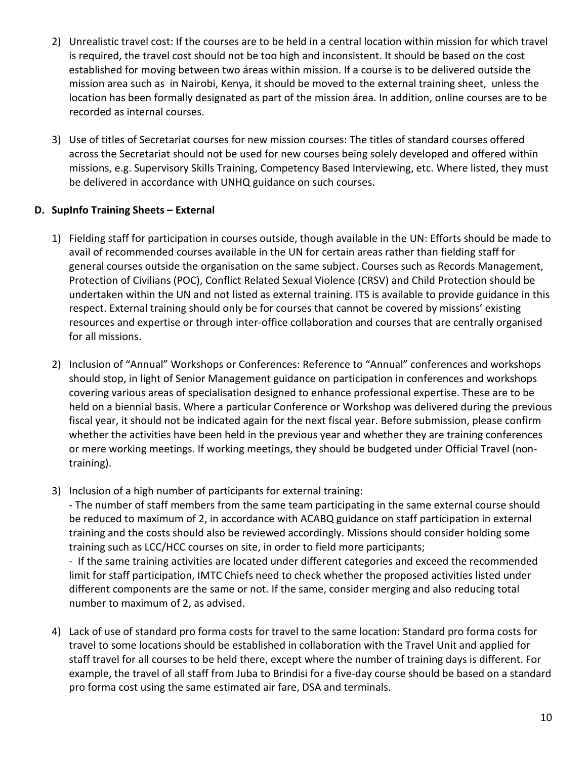2) Unrealistic travel cost: If the courses are to be held in a central location within mission for which travel is required, the travel cost should not be too high and inconsistent. It should be based on the cost established for moving between two áreas within mission. If a course is to be delivered outside the mission area such as in Nairobi, Kenya, it should be moved to the external training sheet, unless the location has been formally designated as part of the mission área. In addition, online courses are to be recorded as internal courses.

3) Use of titles of Secretariat courses for new mission courses: The titles of standard courses offered across the Secretariat should not be used for new courses being solely developed and offered within missions, e.g. Supervisory Skills Training, Competency Based Interviewing, etc. Where listed, they must be delivered in accordance with UNHQ guidance on such courses.

**D. SupInfo Training Sheets – External**

1) Fielding staff for participation in courses outside, though available in the UN: Efforts should be made to avail of recommended courses available in the UN for certain areas rather than fielding staff for general courses outside the organisation on the same subject. Courses such as Records Management, Protection of Civilians (POC), Conflict Related Sexual Violence (CRSV) and Child Protection should be undertaken within the UN and not listed as external training. ITS is available to provide guidance in this respect. External training should only be for courses that cannot be covered by missions' existing resources and expertise or through inter-office collaboration and courses that are centrally organised for all missions.

2) Inclusion of "Annual" Workshops or Conferences: Reference to "Annual" conferences and workshops should stop, in light of Senior Management guidance on participation in conferences and workshops covering various areas of specialisation designed to enhance professional expertise. These are to be held on a biennial basis. Where a particular Conference or Workshop was delivered during the previous fiscal year, it should not be indicated again for the next fiscal year. Before submission, please confirm whether the activities have been held in the previous year and whether they are training conferences or mere working meetings. If working meetings, they should be budgeted under Official Travel (non-training).

3) Inclusion of a high number of participants for external training:
   - The number of staff members from the same team participating in the same external course should be reduced to maximum of 2, in accordance with ACABQ guidance on staff participation in external training and the costs should also be reviewed accordingly. Missions should consider holding some training such as LCC/HCC courses on site, in order to field more participants;
   - If the same training activities are located under different categories and exceed the recommended limit for staff participation, IMTC Chiefs need to check whether the proposed activities listed under different components are the same or not. If the same, consider merging and also reducing total number to maximum of 2, as advised.

4) Lack of use of standard pro forma costs for travel to the same location: Standard pro forma costs for travel to some locations should be established in collaboration with the Travel Unit and applied for staff travel for all courses to be held there, except where the number of training days is different. For example, the travel of all staff from Juba to Brindisi for a five-day course should be based on a standard pro forma cost using the same estimated air fare, DSA and terminals.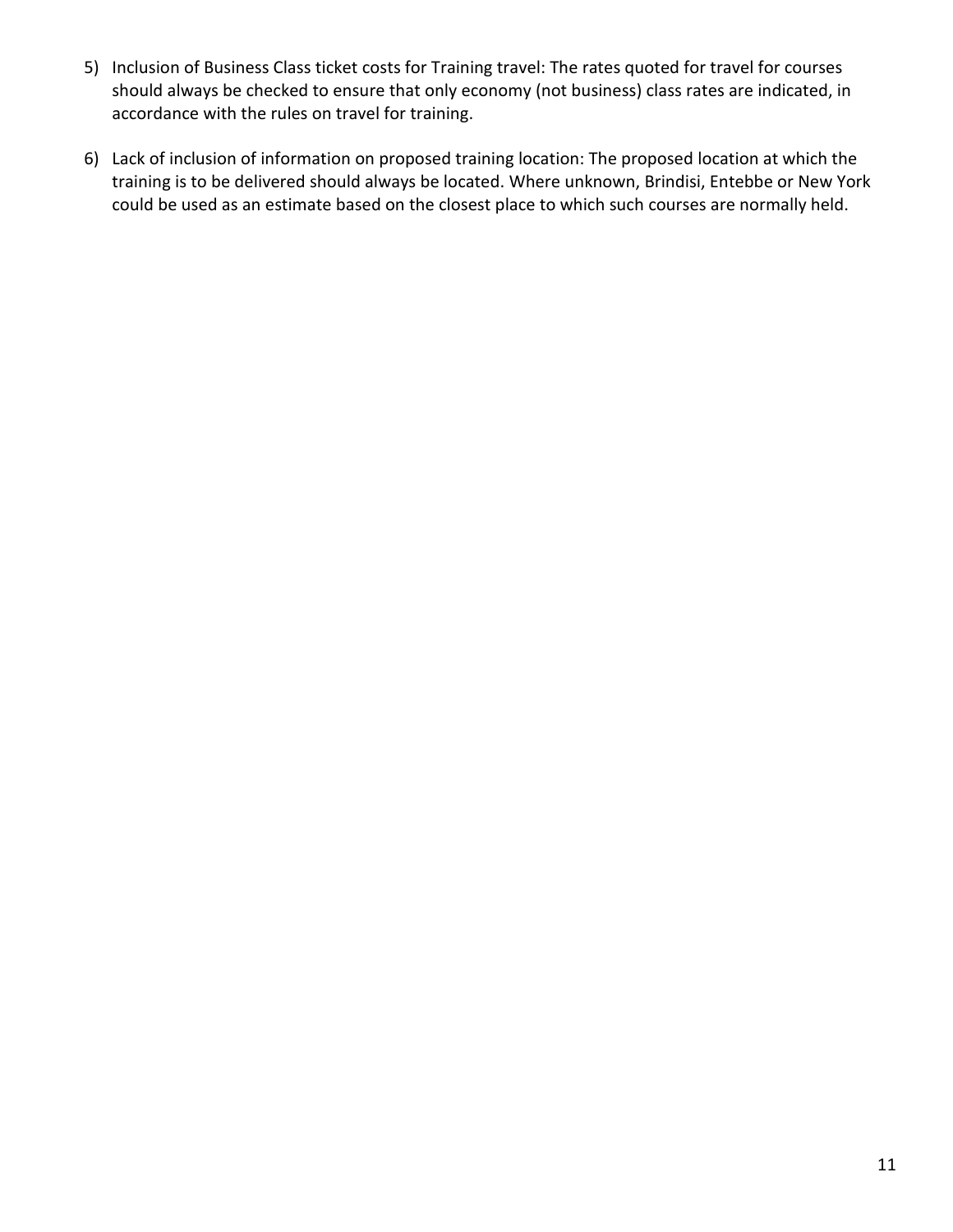5) Inclusion of Business Class ticket costs for Training travel: The rates quoted for travel for courses should always be checked to ensure that only economy (not business) class rates are indicated, in accordance with the rules on travel for training.

6) Lack of inclusion of information on proposed training location: The proposed location at which the training is to be delivered should always be located. Where unknown, Brindisi, Entebbe or New York could be used as an estimate based on the closest place to which such courses are normally held.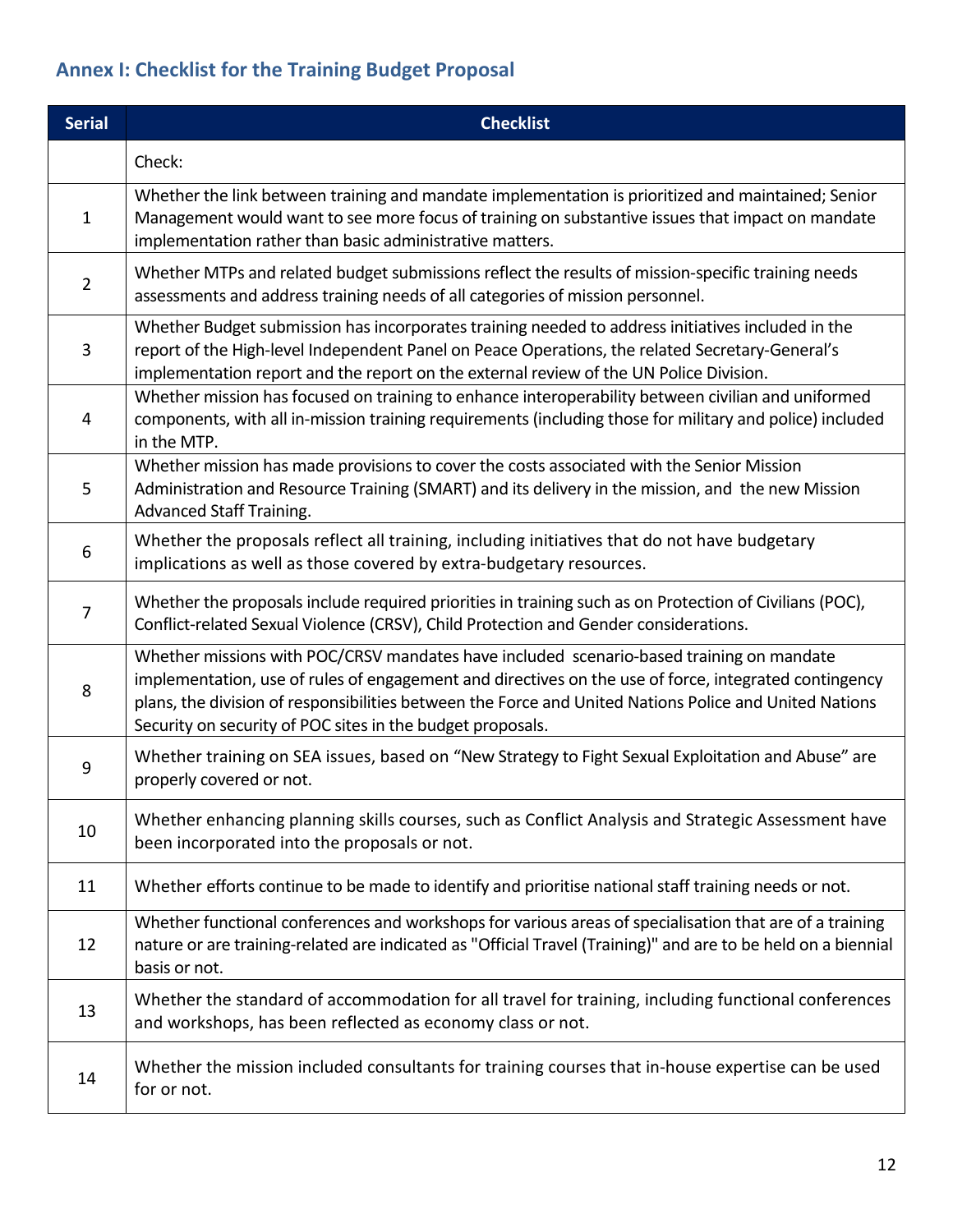## Annex I: Checklist for the Training Budget Proposal

| Serial | Checklist |
|---|---|
| | Check: |
| 1 | Whether the link between training and mandate implementation is prioritized and maintained; Senior Management would want to see more focus of training on substantive issues that impact on mandate implementation rather than basic administrative matters. |
| 2 | Whether MTPs and related budget submissions reflect the results of mission-specific training needs assessments and address training needs of all categories of mission personnel. |
| 3 | Whether Budget submission has incorporates training needed to address initiatives included in the report of the High-level Independent Panel on Peace Operations, the related Secretary-General's implementation report and the report on the external review of the UN Police Division. |
| 4 | Whether mission has focused on training to enhance interoperability between civilian and uniformed components, with all in-mission training requirements (including those for military and police) included in the MTP. |
| 5 | Whether mission has made provisions to cover the costs associated with the Senior Mission Administration and Resource Training (SMART) and its delivery in the mission, and the new Mission Advanced Staff Training. |
| 6 | Whether the proposals reflect all training, including initiatives that do not have budgetary implications as well as those covered by extra-budgetary resources. |
| 7 | Whether the proposals include required priorities in training such as on Protection of Civilians (POC), Conflict-related Sexual Violence (CRSV), Child Protection and Gender considerations. |
| 8 | Whether missions with POC/CRSV mandates have included scenario-based training on mandate implementation, use of rules of engagement and directives on the use of force, integrated contingency plans, the division of responsibilities between the Force and United Nations Police and United Nations Security on security of POC sites in the budget proposals. |
| 9 | Whether training on SEA issues, based on "New Strategy to Fight Sexual Exploitation and Abuse" are properly covered or not. |
| 10 | Whether enhancing planning skills courses, such as Conflict Analysis and Strategic Assessment have been incorporated into the proposals or not. |
| 11 | Whether efforts continue to be made to identify and prioritise national staff training needs or not. |
| 12 | Whether functional conferences and workshops for various areas of specialisation that are of a training nature or are training-related are indicated as "Official Travel (Training)" and are to be held on a biennial basis or not. |
| 13 | Whether the standard of accommodation for all travel for training, including functional conferences and workshops, has been reflected as economy class or not. |
| 14 | Whether the mission included consultants for training courses that in-house expertise can be used for or not. |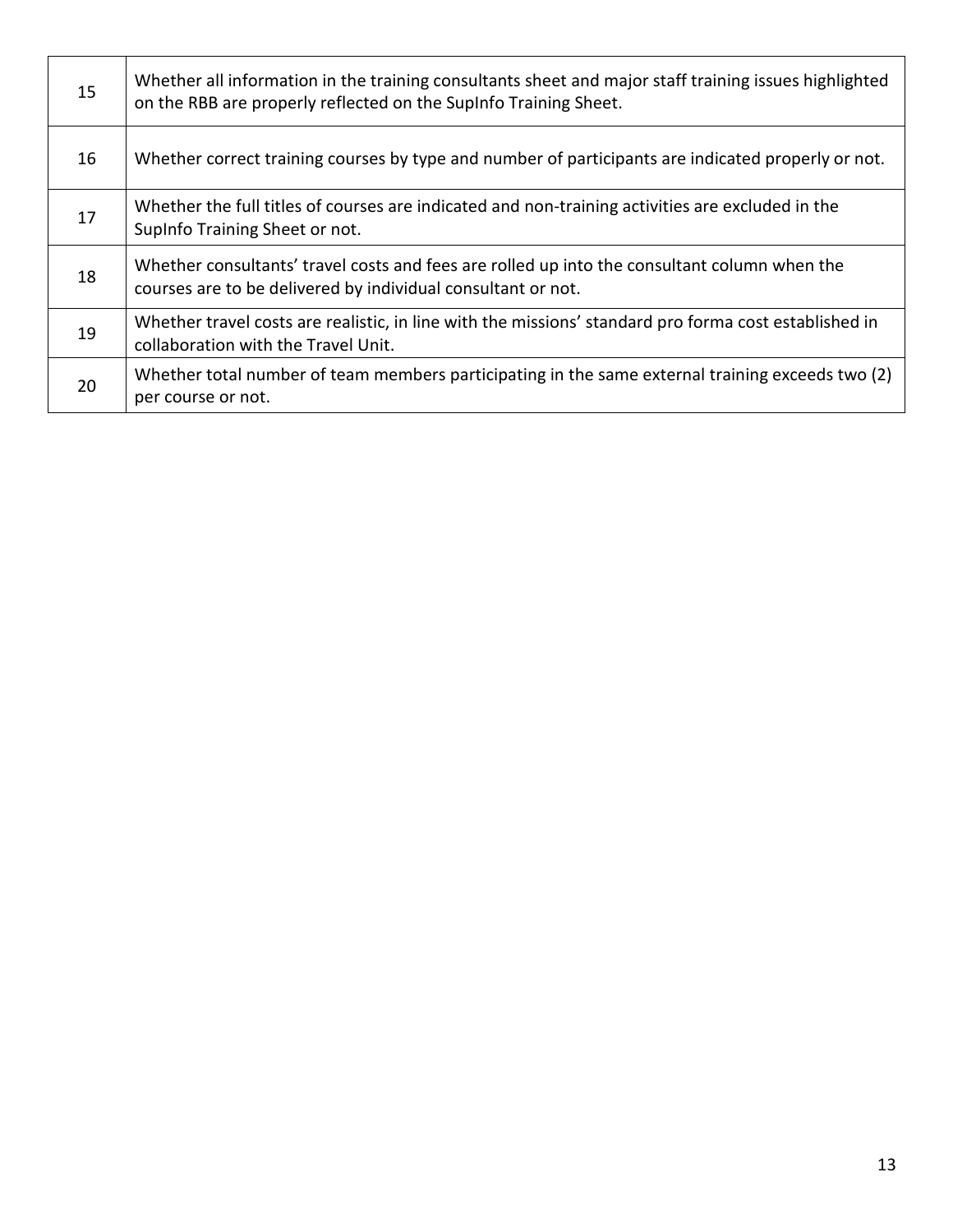| | |
|---|---|
| 15 | Whether all information in the training consultants sheet and major staff training issues highlighted on the RBB are properly reflected on the SupInfo Training Sheet. |
| 16 | Whether correct training courses by type and number of participants are indicated properly or not. |
| 17 | Whether the full titles of courses are indicated and non-training activities are excluded in the SupInfo Training Sheet or not. |
| 18 | Whether consultants' travel costs and fees are rolled up into the consultant column when the courses are to be delivered by individual consultant or not. |
| 19 | Whether travel costs are realistic, in line with the missions' standard pro forma cost established in collaboration with the Travel Unit. |
| 20 | Whether total number of team members participating in the same external training exceeds two (2) per course or not. |